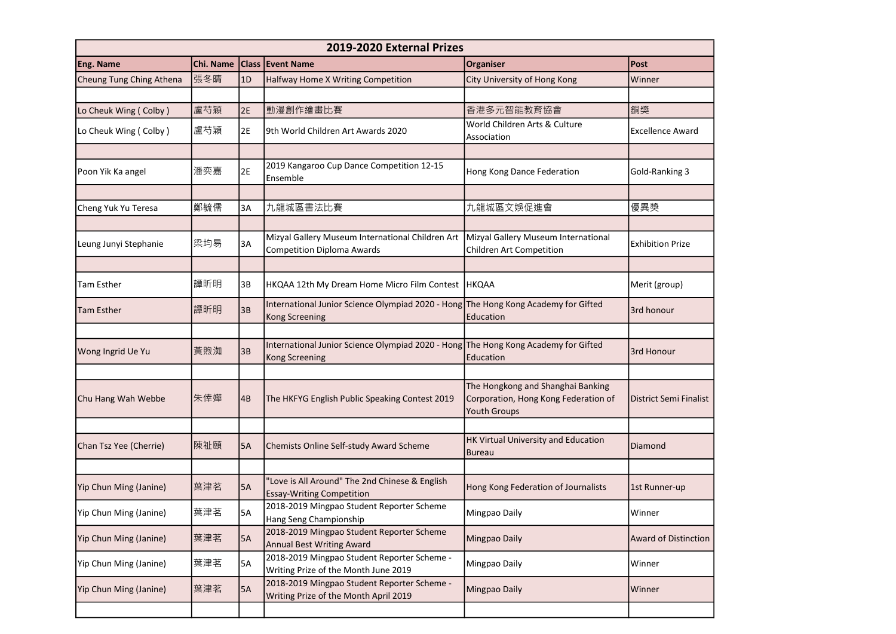# 2019-2020 External Prizes

| Eng. Name | Chi. Name | Class | Event Name | Organiser | Post |
|---|---|---|---|---|---|
| Cheung Tung Ching Athena | 張冬晴 | 1D | Halfway Home X Writing Competition | City University of Hong Kong | Winner |
| | | | | | |
| Lo Cheuk Wing ( Colby ) | 盧芍穎 | 2E | 動漫創作繪畫比賽 | 香港多元智能教育協會 | 銅獎 |
| Lo Cheuk Wing ( Colby ) | 盧芍穎 | 2E | 9th World Children Art Awards 2020 | World Children Arts & Culture Association | Excellence Award |
| | | | | | |
| Poon Yik Ka angel | 潘奕嘉 | 2E | 2019 Kangaroo Cup Dance Competition 12-15 Ensemble | Hong Kong Dance Federation | Gold-Ranking 3 |
| | | | | | |
| Cheng Yuk Yu Teresa | 鄭毓儒 | 3A | 九龍城區書法比賽 | 九龍城區文娛促進會 | 優異獎 |
| | | | | | |
| Leung Junyi Stephanie | 梁均易 | 3A | Mizyal Gallery Museum International Children Art Competition Diploma Awards | Mizyal Gallery Museum International Children Art Competition | Exhibition Prize |
| | | | | | |
| Tam Esther | 譚昕明 | 3B | HKQAA 12th My Dream Home Micro Film Contest | HKQAA | Merit (group) |
| Tam Esther | 譚昕明 | 3B | International Junior Science Olympiad 2020 - Hong Kong Screening | The Hong Kong Academy for Gifted Education | 3rd honour |
| | | | | | |
| Wong Ingrid Ue Yu | 黃煦洳 | 3B | International Junior Science Olympiad 2020 - Hong Kong Screening | The Hong Kong Academy for Gifted Education | 3rd Honour |
| | | | | | |
| Chu Hang Wah Webbe | 朱倖嬅 | 4B | The HKFYG English Public Speaking Contest 2019 | The Hongkong and Shanghai Banking Corporation, Hong Kong Federation of Youth Groups | District Semi Finalist |
| | | | | | |
| Chan Tsz Yee (Cherrie) | 陳祉頤 | 5A | Chemists Online Self-study Award Scheme | HK Virtual University and Education Bureau | Diamond |
| | | | | | |
| Yip Chun Ming (Janine) | 葉津茗 | 5A | "Love is All Around" The 2nd Chinese & English Essay-Writing Competition | Hong Kong Federation of Journalists | 1st Runner-up |
| Yip Chun Ming (Janine) | 葉津茗 | 5A | 2018-2019 Mingpao Student Reporter Scheme Hang Seng Championship | Mingpao Daily | Winner |
| Yip Chun Ming (Janine) | 葉津茗 | 5A | 2018-2019 Mingpao Student Reporter Scheme Annual Best Writing Award | Mingpao Daily | Award of Distinction |
| Yip Chun Ming (Janine) | 葉津茗 | 5A | 2018-2019 Mingpao Student Reporter Scheme - Writing Prize of the Month June 2019 | Mingpao Daily | Winner |
| Yip Chun Ming (Janine) | 葉津茗 | 5A | 2018-2019 Mingpao Student Reporter Scheme - Writing Prize of the Month April 2019 | Mingpao Daily | Winner |
| | | | | | |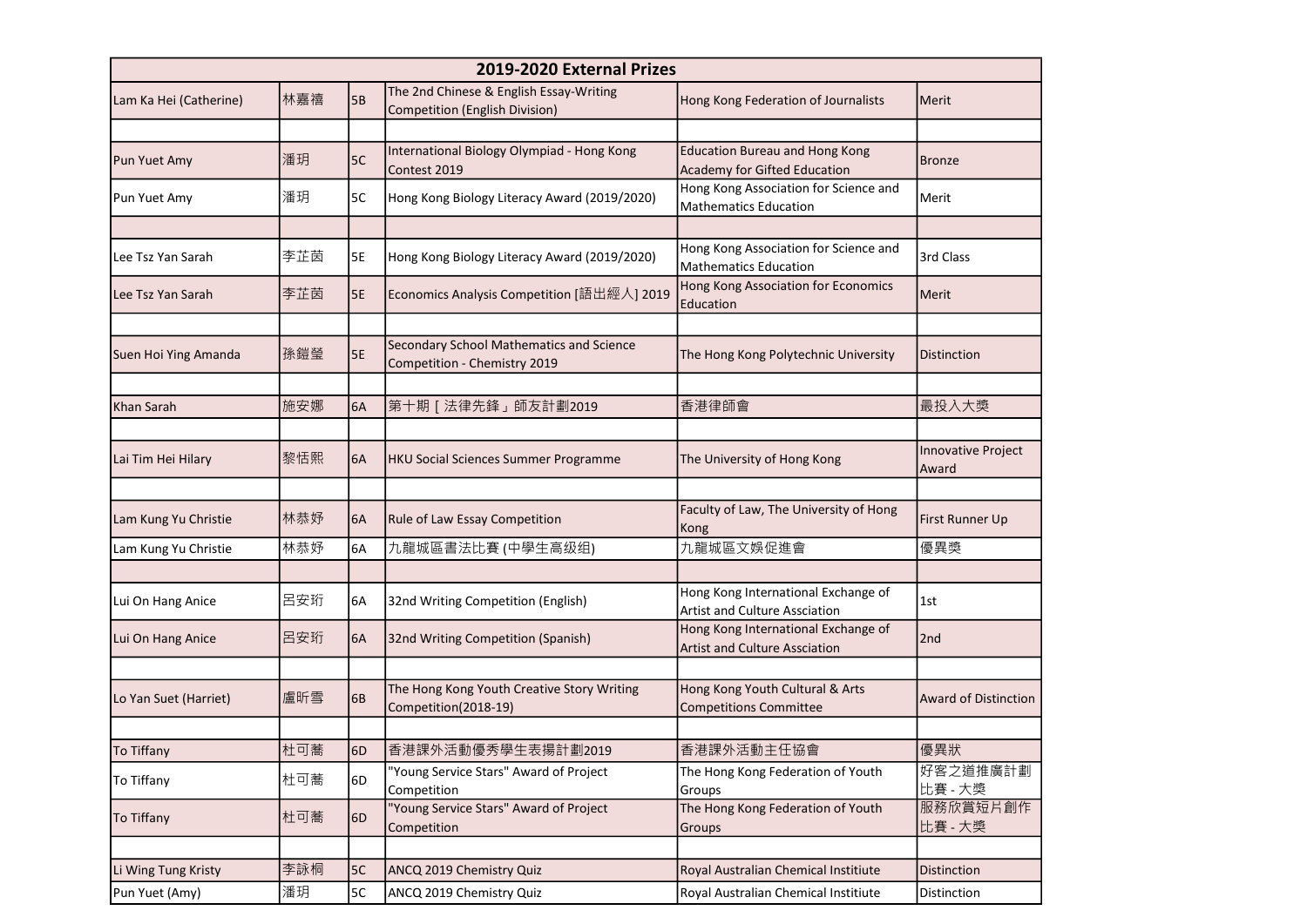| 2019-2020 External Prizes | | | | | |
|---|---|---|---|---|---|
| Lam Ka Hei (Catherine) | 林嘉禧 | 5B | The 2nd Chinese & English Essay-Writing Competition (English Division) | Hong Kong Federation of Journalists | Merit |
| | | | | | |
| Pun Yuet Amy | 潘玥 | 5C | International Biology Olympiad - Hong Kong Contest 2019 | Education Bureau and Hong Kong Academy for Gifted Education | Bronze |
| Pun Yuet Amy | 潘玥 | 5C | Hong Kong Biology Literacy Award (2019/2020) | Hong Kong Association for Science and Mathematics Education | Merit |
| | | | | | |
| Lee Tsz Yan Sarah | 李芷茵 | 5E | Hong Kong Biology Literacy Award (2019/2020) | Hong Kong Association for Science and Mathematics Education | 3rd Class |
| Lee Tsz Yan Sarah | 李芷茵 | 5E | Economics Analysis Competition [語出經人] 2019 | Hong Kong Association for Economics Education | Merit |
| | | | | | |
| Suen Hoi Ying Amanda | 孫鎧瑩 | 5E | Secondary School Mathematics and Science Competition - Chemistry 2019 | The Hong Kong Polytechnic University | Distinction |
| | | | | | |
| Khan Sarah | 施安娜 | 6A | 第十期［法律先鋒」師友計劃2019 | 香港律師會 | 最投入大獎 |
| | | | | | |
| Lai Tim Hei Hilary | 黎恬熙 | 6A | HKU Social Sciences Summer Programme | The University of Hong Kong | Innovative Project Award |
| | | | | | |
| Lam Kung Yu Christie | 林恭妤 | 6A | Rule of Law Essay Competition | Faculty of Law, The University of Hong Kong | First Runner Up |
| Lam Kung Yu Christie | 林恭妤 | 6A | 九龍城區書法比賽 (中學生高级组) | 九龍城區文娛促進會 | 優異獎 |
| | | | | | |
| Lui On Hang Anice | 呂安珩 | 6A | 32nd Writing Competition (English) | Hong Kong International Exchange of Artist and Culture Assciation | 1st |
| Lui On Hang Anice | 呂安珩 | 6A | 32nd Writing Competition (Spanish) | Hong Kong International Exchange of Artist and Culture Assciation | 2nd |
| | | | | | |
| Lo Yan Suet (Harriet) | 盧昕雪 | 6B | The Hong Kong Youth Creative Story Writing Competition(2018-19) | Hong Kong Youth Cultural & Arts Competitions Committee | Award of Distinction |
| | | | | | |
| To Tiffany | 杜可蕎 | 6D | 香港課外活動優秀學生表揚計劃2019 | 香港課外活動主任協會 | 優異狀 |
| To Tiffany | 杜可蕎 | 6D | "Young Service Stars" Award of Project Competition | The Hong Kong Federation of Youth Groups | 好客之道推廣計劃比賽 - 大獎 |
| To Tiffany | 杜可蕎 | 6D | "Young Service Stars" Award of Project Competition | The Hong Kong Federation of Youth Groups | 服務欣賞短片創作比賽 - 大獎 |
| | | | | | |
| Li Wing Tung Kristy | 李詠桐 | 5C | ANCQ 2019 Chemistry Quiz | Royal Australian Chemical Institiute | Distinction |
| Pun Yuet (Amy) | 潘玥 | 5C | ANCQ 2019 Chemistry Quiz | Royal Australian Chemical Institiute | Distinction |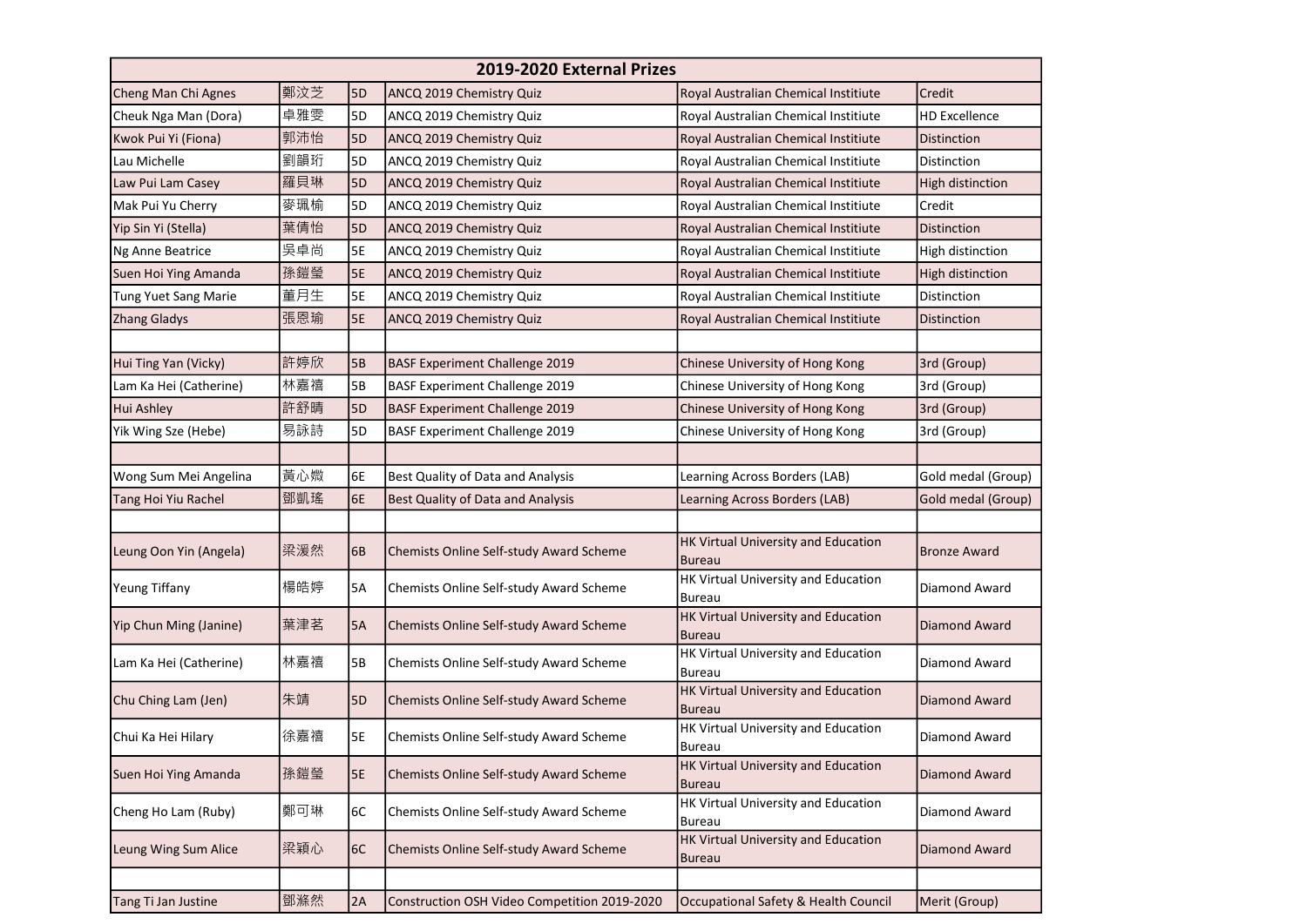| 2019-2020 External Prizes | | | | | |
|---|---|---|---|---|---|
| Cheng Man Chi Agnes | 鄭汶芝 | 5D | ANCQ 2019 Chemistry Quiz | Royal Australian Chemical Instiitute | Credit |
| Cheuk Nga Man (Dora) | 卓雅雯 | 5D | ANCQ 2019 Chemistry Quiz | Royal Australian Chemical Instiitute | HD Excellence |
| Kwok Pui Yi (Fiona) | 郭沛怡 | 5D | ANCQ 2019 Chemistry Quiz | Royal Australian Chemical Instiitute | Distinction |
| Lau Michelle | 劉韻珩 | 5D | ANCQ 2019 Chemistry Quiz | Royal Australian Chemical Instiitute | Distinction |
| Law Pui Lam Casey | 羅貝琳 | 5D | ANCQ 2019 Chemistry Quiz | Royal Australian Chemical Instiitute | High distinction |
| Mak Pui Yu Cherry | 麥珮榆 | 5D | ANCQ 2019 Chemistry Quiz | Royal Australian Chemical Instiitute | Credit |
| Yip Sin Yi (Stella) | 葉倩怡 | 5D | ANCQ 2019 Chemistry Quiz | Royal Australian Chemical Instiitute | Distinction |
| Ng Anne Beatrice | 吳卓尚 | 5E | ANCQ 2019 Chemistry Quiz | Royal Australian Chemical Instiitute | High distinction |
| Suen Hoi Ying Amanda | 孫鎧瑩 | 5E | ANCQ 2019 Chemistry Quiz | Royal Australian Chemical Instiitute | High distinction |
| Tung Yuet Sang Marie | 董月生 | 5E | ANCQ 2019 Chemistry Quiz | Royal Australian Chemical Instiitute | Distinction |
| Zhang Gladys | 張恩瑜 | 5E | ANCQ 2019 Chemistry Quiz | Royal Australian Chemical Instiitute | Distinction |
| | | | | | |
| Hui Ting Yan (Vicky) | 許婷欣 | 5B | BASF Experiment Challenge 2019 | Chinese University of Hong Kong | 3rd (Group) |
| Lam Ka Hei (Catherine) | 林嘉禧 | 5B | BASF Experiment Challenge 2019 | Chinese University of Hong Kong | 3rd (Group) |
| Hui Ashley | 許舒晴 | 5D | BASF Experiment Challenge 2019 | Chinese University of Hong Kong | 3rd (Group) |
| Yik Wing Sze (Hebe) | 易詠詩 | 5D | BASF Experiment Challenge 2019 | Chinese University of Hong Kong | 3rd (Group) |
| | | | | | |
| Wong Sum Mei Angelina | 黃心媺 | 6E | Best Quality of Data and Analysis | Learning Across Borders (LAB) | Gold medal (Group) |
| Tang Hoi Yiu Rachel | 鄧凱瑤 | 6E | Best Quality of Data and Analysis | Learning Across Borders (LAB) | Gold medal (Group) |
| | | | | | |
| Leung Oon Yin (Angela) | 梁湲然 | 6B | Chemists Online Self-study Award Scheme | HK Virtual University and Education Bureau | Bronze Award |
| Yeung Tiffany | 楊皓婷 | 5A | Chemists Online Self-study Award Scheme | HK Virtual University and Education Bureau | Diamond Award |
| Yip Chun Ming (Janine) | 葉津茗 | 5A | Chemists Online Self-study Award Scheme | HK Virtual University and Education Bureau | Diamond Award |
| Lam Ka Hei (Catherine) | 林嘉禧 | 5B | Chemists Online Self-study Award Scheme | HK Virtual University and Education Bureau | Diamond Award |
| Chu Ching Lam (Jen) | 朱靖 | 5D | Chemists Online Self-study Award Scheme | HK Virtual University and Education Bureau | Diamond Award |
| Chui Ka Hei Hilary | 徐嘉禧 | 5E | Chemists Online Self-study Award Scheme | HK Virtual University and Education Bureau | Diamond Award |
| Suen Hoi Ying Amanda | 孫鎧瑩 | 5E | Chemists Online Self-study Award Scheme | HK Virtual University and Education Bureau | Diamond Award |
| Cheng Ho Lam (Ruby) | 鄭可琳 | 6C | Chemists Online Self-study Award Scheme | HK Virtual University and Education Bureau | Diamond Award |
| Leung Wing Sum Alice | 梁穎心 | 6C | Chemists Online Self-study Award Scheme | HK Virtual University and Education Bureau | Diamond Award |
| | | | | | |
| Tang Ti Jan Justine | 鄧滌然 | 2A | Construction OSH Video Competition 2019-2020 | Occupational Safety & Health Council | Merit (Group) |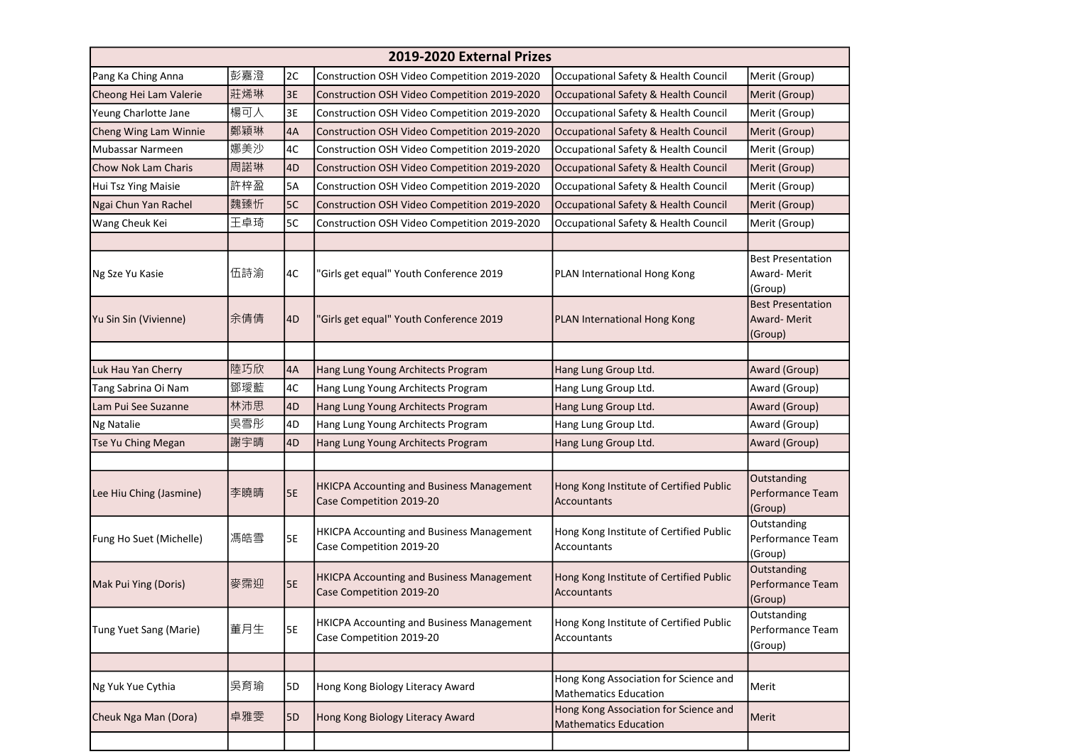| 2019-2020 External Prizes | | | | | |
|---|---|---|---|---|---|
| Pang Ka Ching Anna | 彭嘉澄 | 2C | Construction OSH Video Competition 2019-2020 | Occupational Safety & Health Council | Merit (Group) |
| Cheong Hei Lam Valerie | 莊烯琳 | 3E | Construction OSH Video Competition 2019-2020 | Occupational Safety & Health Council | Merit (Group) |
| Yeung Charlotte Jane | 楊可人 | 3E | Construction OSH Video Competition 2019-2020 | Occupational Safety & Health Council | Merit (Group) |
| Cheng Wing Lam Winnie | 鄭穎琳 | 4A | Construction OSH Video Competition 2019-2020 | Occupational Safety & Health Council | Merit (Group) |
| Mubassar Narmeen | 娜美沙 | 4C | Construction OSH Video Competition 2019-2020 | Occupational Safety & Health Council | Merit (Group) |
| Chow Nok Lam Charis | 周諾琳 | 4D | Construction OSH Video Competition 2019-2020 | Occupational Safety & Health Council | Merit (Group) |
| Hui Tsz Ying Maisie | 許梓盈 | 5A | Construction OSH Video Competition 2019-2020 | Occupational Safety & Health Council | Merit (Group) |
| Ngai Chun Yan Rachel | 魏臻忻 | 5C | Construction OSH Video Competition 2019-2020 | Occupational Safety & Health Council | Merit (Group) |
| Wang Cheuk Kei | 王卓琦 | 5C | Construction OSH Video Competition 2019-2020 | Occupational Safety & Health Council | Merit (Group) |
| | | | | | |
| Ng Sze Yu Kasie | 伍詩渝 | 4C | "Girls get equal" Youth Conference 2019 | PLAN International Hong Kong | Best Presentation Award- Merit (Group) |
| Yu Sin Sin (Vivienne) | 余倩倩 | 4D | "Girls get equal" Youth Conference 2019 | PLAN International Hong Kong | Best Presentation Award- Merit (Group) |
| | | | | | |
| Luk Hau Yan Cherry | 陸巧欣 | 4A | Hang Lung Young Architects Program | Hang Lung Group Ltd. | Award (Group) |
| Tang Sabrina Oi Nam | 鄧璦藍 | 4C | Hang Lung Young Architects Program | Hang Lung Group Ltd. | Award (Group) |
| Lam Pui See Suzanne | 林沛思 | 4D | Hang Lung Young Architects Program | Hang Lung Group Ltd. | Award (Group) |
| Ng Natalie | 吳雪彤 | 4D | Hang Lung Young Architects Program | Hang Lung Group Ltd. | Award (Group) |
| Tse Yu Ching Megan | 謝宇晴 | 4D | Hang Lung Young Architects Program | Hang Lung Group Ltd. | Award (Group) |
| | | | | | |
| Lee Hiu Ching (Jasmine) | 李曉晴 | 5E | HKICPA Accounting and Business Management Case Competition 2019-20 | Hong Kong Institute of Certified Public Accountants | Outstanding Performance Team (Group) |
| Fung Ho Suet (Michelle) | 馮皓雪 | 5E | HKICPA Accounting and Business Management Case Competition 2019-20 | Hong Kong Institute of Certified Public Accountants | Outstanding Performance Team (Group) |
| Mak Pui Ying (Doris) | 麥霈迎 | 5E | HKICPA Accounting and Business Management Case Competition 2019-20 | Hong Kong Institute of Certified Public Accountants | Outstanding Performance Team (Group) |
| Tung Yuet Sang (Marie) | 董月生 | 5E | HKICPA Accounting and Business Management Case Competition 2019-20 | Hong Kong Institute of Certified Public Accountants | Outstanding Performance Team (Group) |
| | | | | | |
| Ng Yuk Yue Cythia | 吳育瑜 | 5D | Hong Kong Biology Literacy Award | Hong Kong Association for Science and Mathematics Education | Merit |
| Cheuk Nga Man (Dora) | 卓雅雯 | 5D | Hong Kong Biology Literacy Award | Hong Kong Association for Science and Mathematics Education | Merit |
| | | | | | |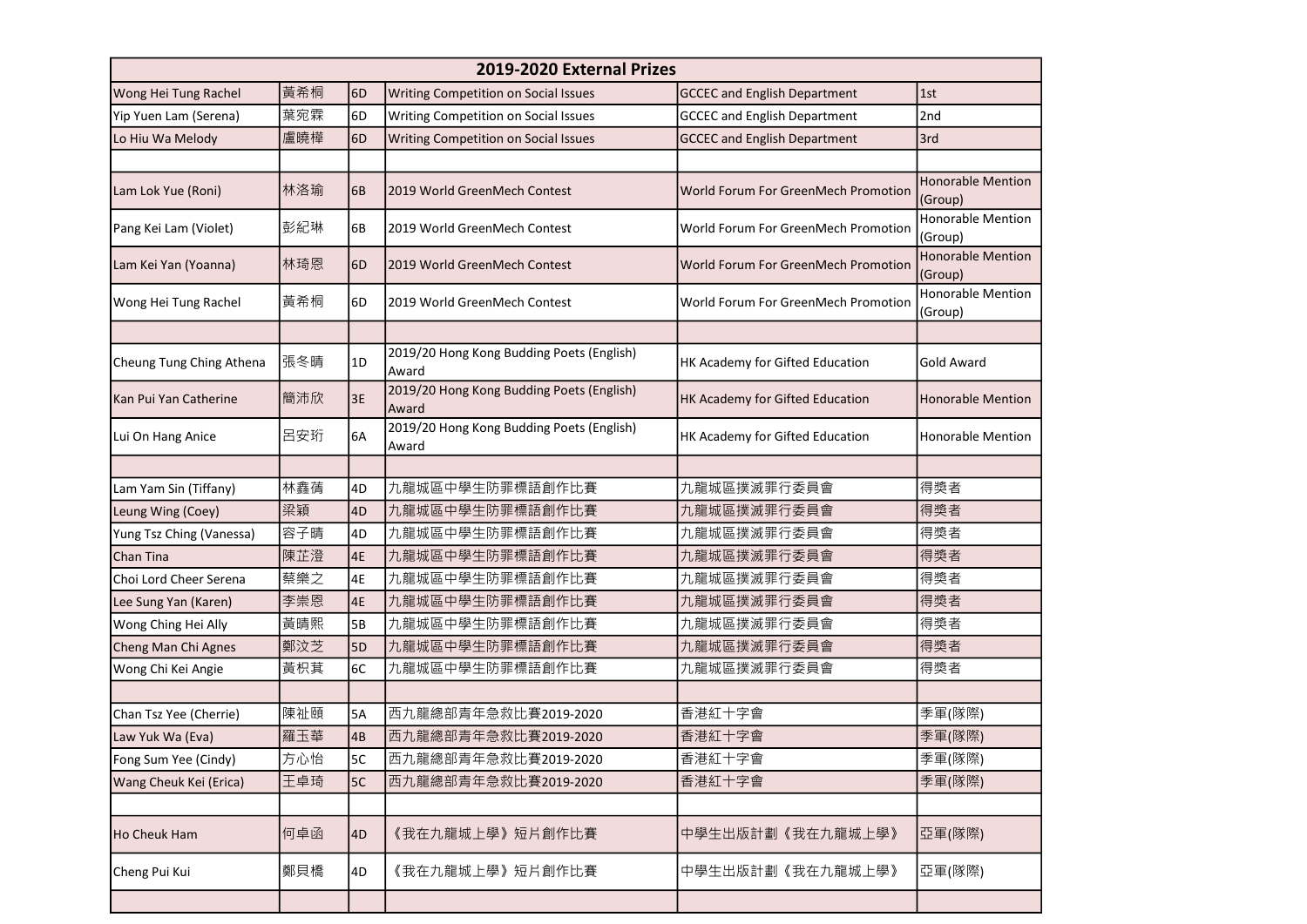| 2019-2020 External Prizes | | | | | |
|---|---|---|---|---|---|
| Wong Hei Tung Rachel | 黃希桐 | 6D | Writing Competition on Social Issues | GCCEC and English Department | 1st |
| Yip Yuen Lam (Serena) | 葉宛霖 | 6D | Writing Competition on Social Issues | GCCEC and English Department | 2nd |
| Lo Hiu Wa Melody | 盧曉樺 | 6D | Writing Competition on Social Issues | GCCEC and English Department | 3rd |
| | | | | | |
| Lam Lok Yue (Roni) | 林洛瑜 | 6B | 2019 World GreenMech Contest | World Forum For GreenMech Promotion | Honorable Mention (Group) |
| Pang Kei Lam (Violet) | 彭紀琳 | 6B | 2019 World GreenMech Contest | World Forum For GreenMech Promotion | Honorable Mention (Group) |
| Lam Kei Yan (Yoanna) | 林琦恩 | 6D | 2019 World GreenMech Contest | World Forum For GreenMech Promotion | Honorable Mention (Group) |
| Wong Hei Tung Rachel | 黃希桐 | 6D | 2019 World GreenMech Contest | World Forum For GreenMech Promotion | Honorable Mention (Group) |
| | | | | | |
| Cheung Tung Ching Athena | 張冬晴 | 1D | 2019/20 Hong Kong Budding Poets (English) Award | HK Academy for Gifted Education | Gold Award |
| Kan Pui Yan Catherine | 簡沛欣 | 3E | 2019/20 Hong Kong Budding Poets (English) Award | HK Academy for Gifted Education | Honorable Mention |
| Lui On Hang Anice | 呂安珩 | 6A | 2019/20 Hong Kong Budding Poets (English) Award | HK Academy for Gifted Education | Honorable Mention |
| | | | | | |
| Lam Yam Sin (Tiffany) | 林鑫蒨 | 4D | 九龍城區中學生防罪標語創作比賽 | 九龍城區撲滅罪行委員會 | 得獎者 |
| Leung Wing (Coey) | 梁穎 | 4D | 九龍城區中學生防罪標語創作比賽 | 九龍城區撲滅罪行委員會 | 得獎者 |
| Yung Tsz Ching (Vanessa) | 容子晴 | 4D | 九龍城區中學生防罪標語創作比賽 | 九龍城區撲滅罪行委員會 | 得獎者 |
| Chan Tina | 陳芷澄 | 4E | 九龍城區中學生防罪標語創作比賽 | 九龍城區撲滅罪行委員會 | 得獎者 |
| Choi Lord Cheer Serena | 蔡樂之 | 4E | 九龍城區中學生防罪標語創作比賽 | 九龍城區撲滅罪行委員會 | 得獎者 |
| Lee Sung Yan (Karen) | 李崇恩 | 4E | 九龍城區中學生防罪標語創作比賽 | 九龍城區撲滅罪行委員會 | 得獎者 |
| Wong Ching Hei Ally | 黃晴熙 | 5B | 九龍城區中學生防罪標語創作比賽 | 九龍城區撲滅罪行委員會 | 得獎者 |
| Cheng Man Chi Agnes | 鄭汶芝 | 5D | 九龍城區中學生防罪標語創作比賽 | 九龍城區撲滅罪行委員會 | 得獎者 |
| Wong Chi Kei Angie | 黃枳萁 | 6C | 九龍城區中學生防罪標語創作比賽 | 九龍城區撲滅罪行委員會 | 得獎者 |
| | | | | | |
| Chan Tsz Yee (Cherrie) | 陳祉頤 | 5A | 西九龍總部青年急救比賽2019-2020 | 香港紅十字會 | 季軍(隊際) |
| Law Yuk Wa (Eva) | 羅玉華 | 4B | 西九龍總部青年急救比賽2019-2020 | 香港紅十字會 | 季軍(隊際) |
| Fong Sum Yee (Cindy) | 方心怡 | 5C | 西九龍總部青年急救比賽2019-2020 | 香港紅十字會 | 季軍(隊際) |
| Wang Cheuk Kei (Erica) | 王卓琦 | 5C | 西九龍總部青年急救比賽2019-2020 | 香港紅十字會 | 季軍(隊際) |
| | | | | | |
| Ho Cheuk Ham | 何卓函 | 4D | 《我在九龍城上學》短片創作比賽 | 中學生出版計劃《我在九龍城上學》 | 亞軍(隊際) |
| Cheng Pui Kui | 鄭貝橋 | 4D | 《我在九龍城上學》短片創作比賽 | 中學生出版計劃《我在九龍城上學》 | 亞軍(隊際) |
| | | | | | |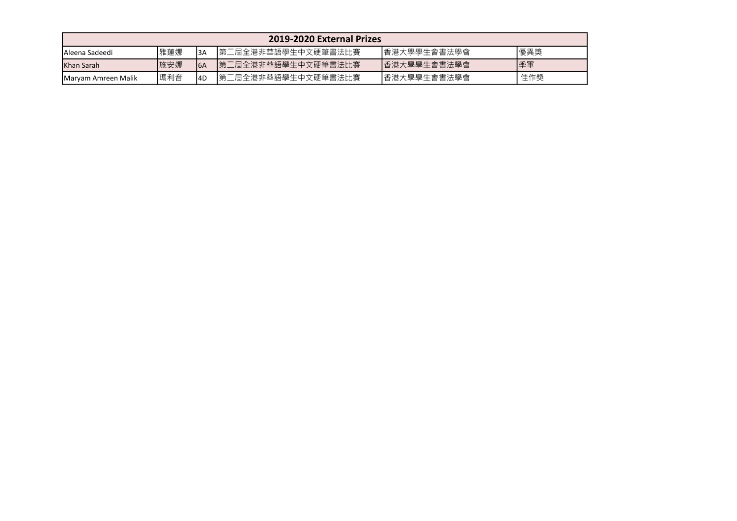| 2019-2020 External Prizes | | | | | |
|---|---|---|---|---|---|
| Aleena Sadeedi | 雅蓮娜 | 3A | 第二屆全港非華語學生中文硬筆書法比賽 | 香港大學學生會書法學會 | 優異獎 |
| Khan Sarah | 施安娜 | 6A | 第二屆全港非華語學生中文硬筆書法比賽 | 香港大學學生會書法學會 | 季軍 |
| Maryam Amreen Malik | 瑪利音 | 4D | 第二屆全港非華語學生中文硬筆書法比賽 | 香港大學學生會書法學會 | 佳作獎 |